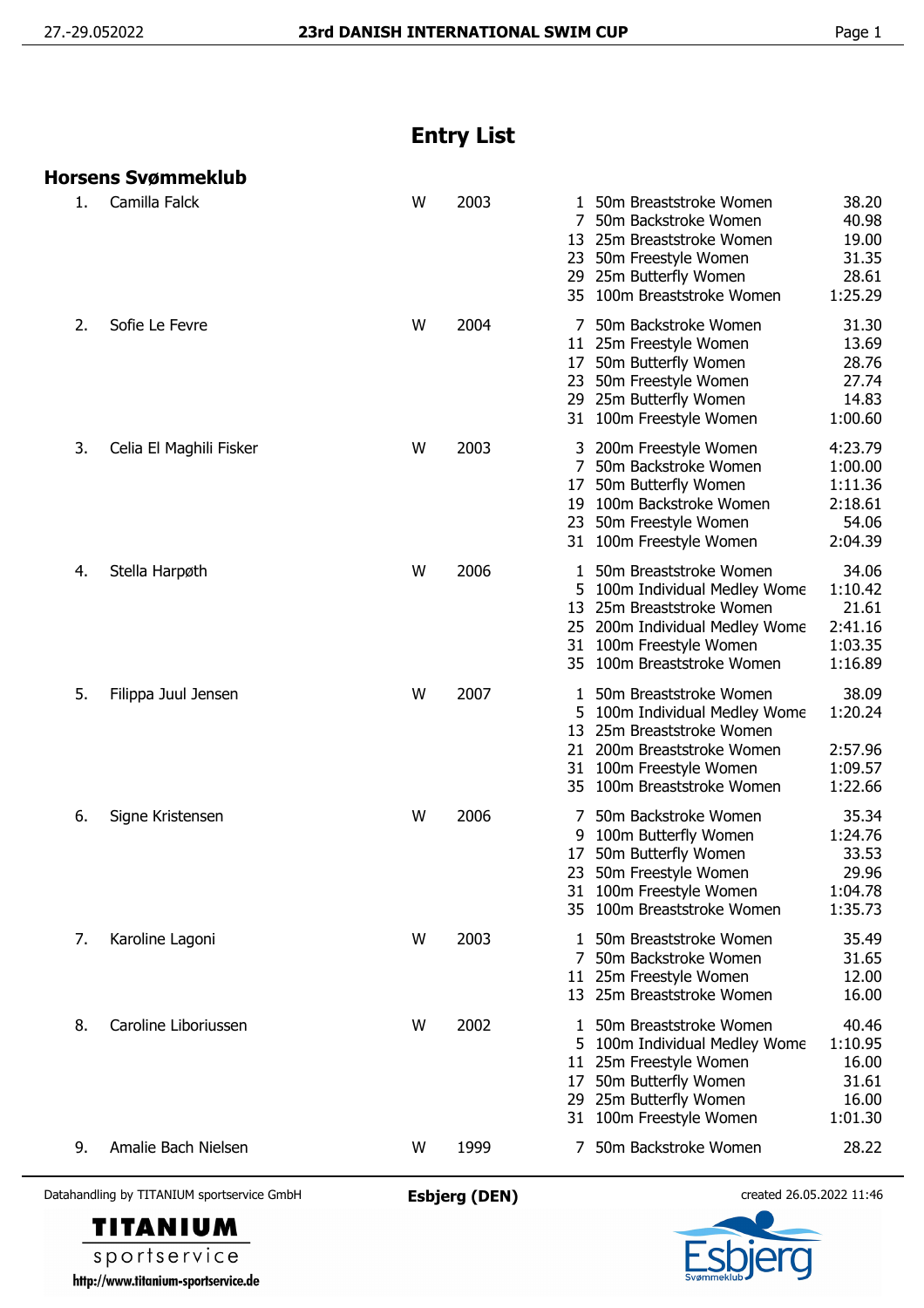# Entry List

## Horsens Svømmeklub

| No. | Name | Sex | Year | Event | Event Name | Time |
|---|---|---|---|---|---|---|
| 1. | Camilla Falck | W | 2003 | 1 | 50m Breaststroke Women | 38.20 |
| | | | | 7 | 50m Backstroke Women | 40.98 |
| | | | | 13 | 25m Breaststroke Women | 19.00 |
| | | | | 23 | 50m Freestyle Women | 31.35 |
| | | | | 29 | 25m Butterfly Women | 28.61 |
| | | | | 35 | 100m Breaststroke Women | 1:25.29 |
| 2. | Sofie Le Fevre | W | 2004 | 7 | 50m Backstroke Women | 31.30 |
| | | | | 11 | 25m Freestyle Women | 13.69 |
| | | | | 17 | 50m Butterfly Women | 28.76 |
| | | | | 23 | 50m Freestyle Women | 27.74 |
| | | | | 29 | 25m Butterfly Women | 14.83 |
| | | | | 31 | 100m Freestyle Women | 1:00.60 |
| 3. | Celia El Maghili Fisker | W | 2003 | 3 | 200m Freestyle Women | 4:23.79 |
| | | | | 7 | 50m Backstroke Women | 1:00.00 |
| | | | | 17 | 50m Butterfly Women | 1:11.36 |
| | | | | 19 | 100m Backstroke Women | 2:18.61 |
| | | | | 23 | 50m Freestyle Women | 54.06 |
| | | | | 31 | 100m Freestyle Women | 2:04.39 |
| 4. | Stella Harpøth | W | 2006 | 1 | 50m Breaststroke Women | 34.06 |
| | | | | 5 | 100m Individual Medley Wome | 1:10.42 |
| | | | | 13 | 25m Breaststroke Women | 21.61 |
| | | | | 25 | 200m Individual Medley Wome | 2:41.16 |
| | | | | 31 | 100m Freestyle Women | 1:03.35 |
| | | | | 35 | 100m Breaststroke Women | 1:16.89 |
| 5. | Filippa Juul Jensen | W | 2007 | 1 | 50m Breaststroke Women | 38.09 |
| | | | | 5 | 100m Individual Medley Wome | 1:20.24 |
| | | | | 13 | 25m Breaststroke Women | |
| | | | | 21 | 200m Breaststroke Women | 2:57.96 |
| | | | | 31 | 100m Freestyle Women | 1:09.57 |
| | | | | 35 | 100m Breaststroke Women | 1:22.66 |
| 6. | Signe Kristensen | W | 2006 | 7 | 50m Backstroke Women | 35.34 |
| | | | | 9 | 100m Butterfly Women | 1:24.76 |
| | | | | 17 | 50m Butterfly Women | 33.53 |
| | | | | 23 | 50m Freestyle Women | 29.96 |
| | | | | 31 | 100m Freestyle Women | 1:04.78 |
| | | | | 35 | 100m Breaststroke Women | 1:35.73 |
| 7. | Karoline Lagoni | W | 2003 | 1 | 50m Breaststroke Women | 35.49 |
| | | | | 7 | 50m Backstroke Women | 31.65 |
| | | | | 11 | 25m Freestyle Women | 12.00 |
| | | | | 13 | 25m Breaststroke Women | 16.00 |
| 8. | Caroline Liboriussen | W | 2002 | 1 | 50m Breaststroke Women | 40.46 |
| | | | | 5 | 100m Individual Medley Wome | 1:10.95 |
| | | | | 11 | 25m Freestyle Women | 16.00 |
| | | | | 17 | 50m Butterfly Women | 31.61 |
| | | | | 29 | 25m Butterfly Women | 16.00 |
| | | | | 31 | 100m Freestyle Women | 1:01.30 |
| 9. | Amalie Bach Nielsen | W | 1999 | 7 | 50m Backstroke Women | 28.22 |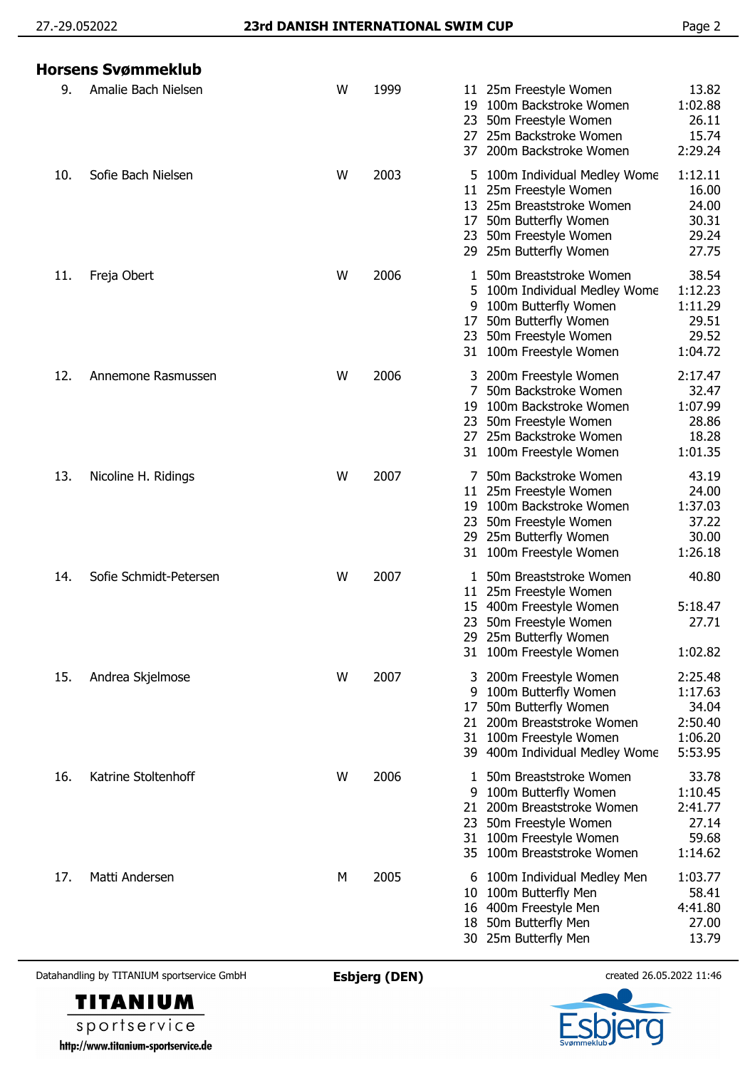## Horsens Svømmeklub

| No. | Name | Sex | Year | Event No. | Event | Time |
|---|---|---|---|---|---|---|
| 9. | Amalie Bach Nielsen | W | 1999 | 11 | 25m Freestyle Women | 13.82 |
| | | | | 19 | 100m Backstroke Women | 1:02.88 |
| | | | | 23 | 50m Freestyle Women | 26.11 |
| | | | | 27 | 25m Backstroke Women | 15.74 |
| | | | | 37 | 200m Backstroke Women | 2:29.24 |
| 10. | Sofie Bach Nielsen | W | 2003 | 5 | 100m Individual Medley Wome | 1:12.11 |
| | | | | 11 | 25m Freestyle Women | 16.00 |
| | | | | 13 | 25m Breaststroke Women | 24.00 |
| | | | | 17 | 50m Butterfly Women | 30.31 |
| | | | | 23 | 50m Freestyle Women | 29.24 |
| | | | | 29 | 25m Butterfly Women | 27.75 |
| 11. | Freja Obert | W | 2006 | 1 | 50m Breaststroke Women | 38.54 |
| | | | | 5 | 100m Individual Medley Wome | 1:12.23 |
| | | | | 9 | 100m Butterfly Women | 1:11.29 |
| | | | | 17 | 50m Butterfly Women | 29.51 |
| | | | | 23 | 50m Freestyle Women | 29.52 |
| | | | | 31 | 100m Freestyle Women | 1:04.72 |
| 12. | Annemone Rasmussen | W | 2006 | 3 | 200m Freestyle Women | 2:17.47 |
| | | | | 7 | 50m Backstroke Women | 32.47 |
| | | | | 19 | 100m Backstroke Women | 1:07.99 |
| | | | | 23 | 50m Freestyle Women | 28.86 |
| | | | | 27 | 25m Backstroke Women | 18.28 |
| | | | | 31 | 100m Freestyle Women | 1:01.35 |
| 13. | Nicoline H. Ridings | W | 2007 | 7 | 50m Backstroke Women | 43.19 |
| | | | | 11 | 25m Freestyle Women | 24.00 |
| | | | | 19 | 100m Backstroke Women | 1:37.03 |
| | | | | 23 | 50m Freestyle Women | 37.22 |
| | | | | 29 | 25m Butterfly Women | 30.00 |
| | | | | 31 | 100m Freestyle Women | 1:26.18 |
| 14. | Sofie Schmidt-Petersen | W | 2007 | 1 | 50m Breaststroke Women | 40.80 |
| | | | | 11 | 25m Freestyle Women | |
| | | | | 15 | 400m Freestyle Women | 5:18.47 |
| | | | | 23 | 50m Freestyle Women | 27.71 |
| | | | | 29 | 25m Butterfly Women | |
| | | | | 31 | 100m Freestyle Women | 1:02.82 |
| 15. | Andrea Skjelmose | W | 2007 | 3 | 200m Freestyle Women | 2:25.48 |
| | | | | 9 | 100m Butterfly Women | 1:17.63 |
| | | | | 17 | 50m Butterfly Women | 34.04 |
| | | | | 21 | 200m Breaststroke Women | 2:50.40 |
| | | | | 31 | 100m Freestyle Women | 1:06.20 |
| | | | | 39 | 400m Individual Medley Wome | 5:53.95 |
| 16. | Katrine Stoltenhoff | W | 2006 | 1 | 50m Breaststroke Women | 33.78 |
| | | | | 9 | 100m Butterfly Women | 1:10.45 |
| | | | | 21 | 200m Breaststroke Women | 2:41.77 |
| | | | | 23 | 50m Freestyle Women | 27.14 |
| | | | | 31 | 100m Freestyle Women | 59.68 |
| | | | | 35 | 100m Breaststroke Women | 1:14.62 |
| 17. | Matti Andersen | M | 2005 | 6 | 100m Individual Medley Men | 1:03.77 |
| | | | | 10 | 100m Butterfly Men | 58.41 |
| | | | | 16 | 400m Freestyle Men | 4:41.80 |
| | | | | 18 | 50m Butterfly Men | 27.00 |
| | | | | 30 | 25m Butterfly Men | 13.79 |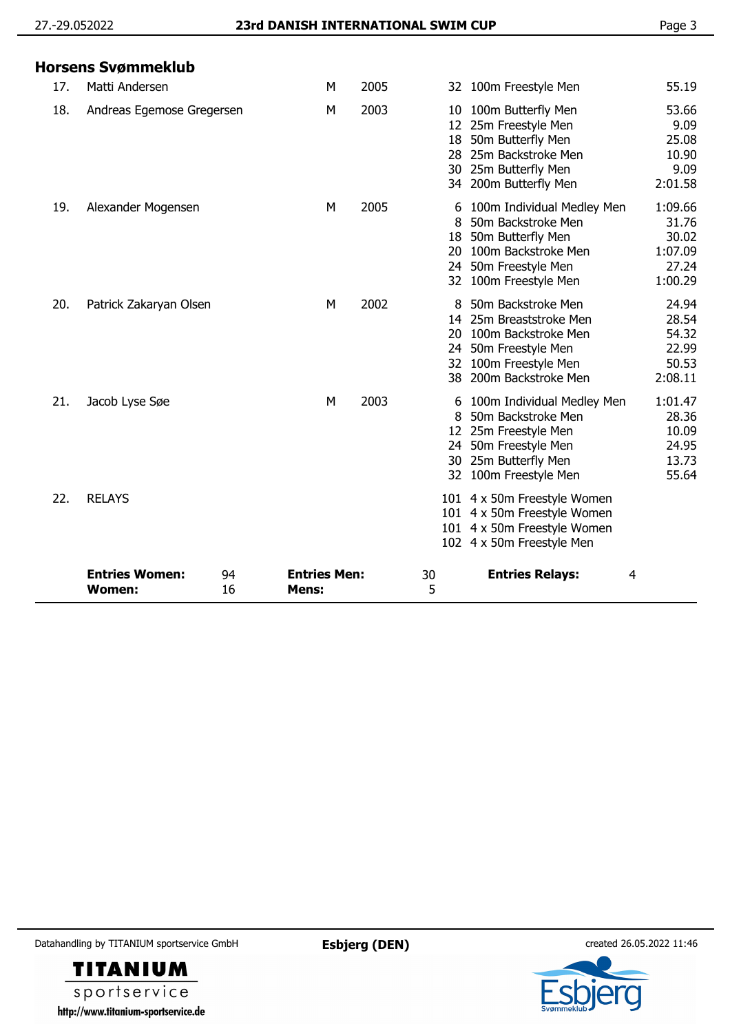## Horsens Svømmeklub

| | | | | | | |
|---|---|---|---|---|---|---|
| 17. | Matti Andersen | M | 2005 | 32 | 100m Freestyle Men | 55.19 |
| 18. | Andreas Egemose Gregersen | M | 2003 | 10 | 100m Butterfly Men | 53.66 |
| | | | | 12 | 25m Freestyle Men | 9.09 |
| | | | | 18 | 50m Butterfly Men | 25.08 |
| | | | | 28 | 25m Backstroke Men | 10.90 |
| | | | | 30 | 25m Butterfly Men | 9.09 |
| | | | | 34 | 200m Butterfly Men | 2:01.58 |
| 19. | Alexander Mogensen | M | 2005 | 6 | 100m Individual Medley Men | 1:09.66 |
| | | | | 8 | 50m Backstroke Men | 31.76 |
| | | | | 18 | 50m Butterfly Men | 30.02 |
| | | | | 20 | 100m Backstroke Men | 1:07.09 |
| | | | | 24 | 50m Freestyle Men | 27.24 |
| | | | | 32 | 100m Freestyle Men | 1:00.29 |
| 20. | Patrick Zakaryan Olsen | M | 2002 | 8 | 50m Backstroke Men | 24.94 |
| | | | | 14 | 25m Breaststroke Men | 28.54 |
| | | | | 20 | 100m Backstroke Men | 54.32 |
| | | | | 24 | 50m Freestyle Men | 22.99 |
| | | | | 32 | 100m Freestyle Men | 50.53 |
| | | | | 38 | 200m Backstroke Men | 2:08.11 |
| 21. | Jacob Lyse Søe | M | 2003 | 6 | 100m Individual Medley Men | 1:01.47 |
| | | | | 8 | 50m Backstroke Men | 28.36 |
| | | | | 12 | 25m Freestyle Men | 10.09 |
| | | | | 24 | 50m Freestyle Men | 24.95 |
| | | | | 30 | 25m Butterfly Men | 13.73 |
| | | | | 32 | 100m Freestyle Men | 55.64 |
| 22. | RELAYS | | | 101 | 4 x 50m Freestyle Women | |
| | | | | 101 | 4 x 50m Freestyle Women | |
| | | | | 101 | 4 x 50m Freestyle Women | |
| | | | | 102 | 4 x 50m Freestyle Men | |

| | | | | | |
|---|---|---|---|---|---|
| **Entries Women:** | 94 | **Entries Men:** | 30 | **Entries Relays:** | 4 |
| **Women:** | 16 | **Mens:** | 5 | | |